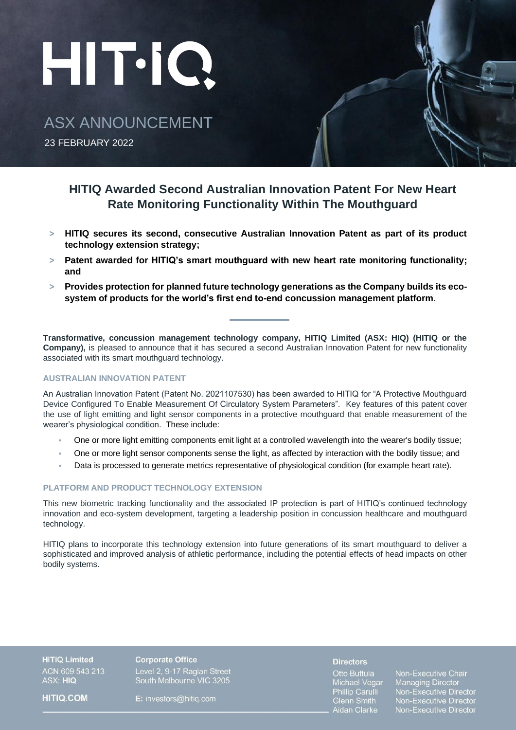HIT·IQ

ASX ANNOUNCEMENT

23 FEBRUARY 2022

# HITIQ Awarded Second Australian Innovation Patent For New Heart Rate Monitoring Functionality Within The Mouthguard

- **HITIQ secures its second, consecutive Australian Innovation Patent as part of its product technology extension strategy;**
- **Patent awarded for HITIQ's smart mouthguard with new heart rate monitoring functionality; and**
- **Provides protection for planned future technology generations as the Company builds its eco-system of products for the world's first end to-end concussion management platform**.

**Transformative, concussion management technology company, HITIQ Limited (ASX: HIQ) (HITIQ or the Company),** is pleased to announce that it has secured a second Australian Innovation Patent for new functionality associated with its smart mouthguard technology.

## AUSTRALIAN INNOVATION PATENT

An Australian Innovation Patent (Patent No. 2021107530) has been awarded to HITIQ for "A Protective Mouthguard Device Configured To Enable Measurement Of Circulatory System Parameters". Key features of this patent cover the use of light emitting and light sensor components in a protective mouthguard that enable measurement of the wearer's physiological condition. These include:

- One or more light emitting components emit light at a controlled wavelength into the wearer's bodily tissue;
- One or more light sensor components sense the light, as affected by interaction with the bodily tissue; and
- Data is processed to generate metrics representative of physiological condition (for example heart rate).

## PLATFORM AND PRODUCT TECHNOLOGY EXTENSION

This new biometric tracking functionality and the associated IP protection is part of HITIQ's continued technology innovation and eco-system development, targeting a leadership position in concussion healthcare and mouthguard technology.

HITIQ plans to incorporate this technology extension into future generations of its smart mouthguard to deliver a sophisticated and improved analysis of athletic performance, including the potential effects of head impacts on other bodily systems.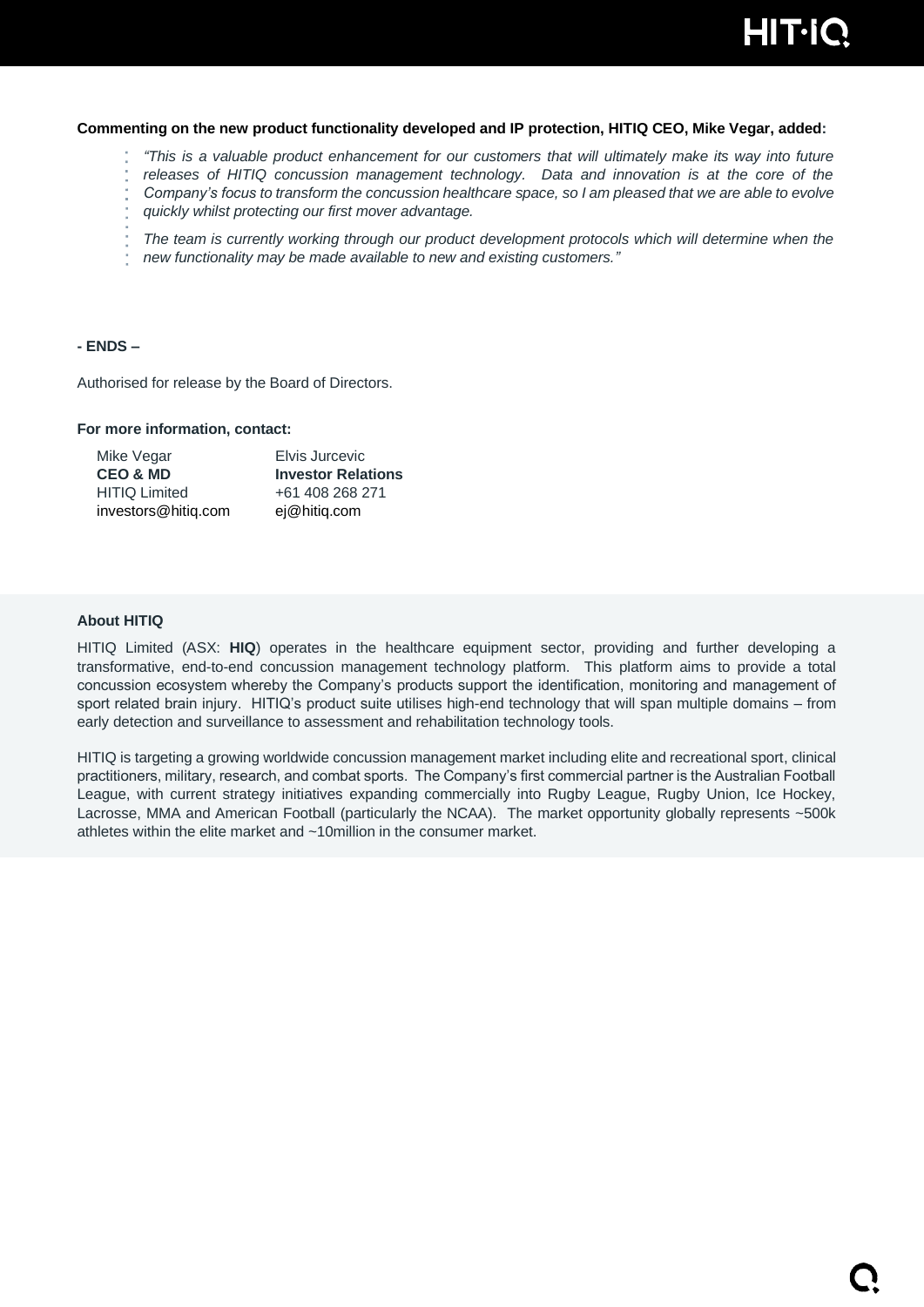**Commenting on the new product functionality developed and IP protection, HITIQ CEO, Mike Vegar, added:**

> *"This is a valuable product enhancement for our customers that will ultimately make its way into future releases of HITIQ concussion management technology. Data and innovation is at the core of the Company's focus to transform the concussion healthcare space, so I am pleased that we are able to evolve quickly whilst protecting our first mover advantage.*
>
> *The team is currently working through our product development protocols which will determine when the new functionality may be made available to new and existing customers."*

**- ENDS –**

Authorised for release by the Board of Directors.

**For more information, contact:**

| | |
|---|---|
| Mike Vegar | Elvis Jurcevic |
| **CEO & MD** | **Investor Relations** |
| HITIQ Limited | +61 408 268 271 |
| investors@hitiq.com | ej@hitiq.com |

**About HITIQ**

HITIQ Limited (ASX: **HIQ**) operates in the healthcare equipment sector, providing and further developing a transformative, end-to-end concussion management technology platform. This platform aims to provide a total concussion ecosystem whereby the Company's products support the identification, monitoring and management of sport related brain injury. HITIQ's product suite utilises high-end technology that will span multiple domains – from early detection and surveillance to assessment and rehabilitation technology tools.

HITIQ is targeting a growing worldwide concussion management market including elite and recreational sport, clinical practitioners, military, research, and combat sports. The Company's first commercial partner is the Australian Football League, with current strategy initiatives expanding commercially into Rugby League, Rugby Union, Ice Hockey, Lacrosse, MMA and American Football (particularly the NCAA). The market opportunity globally represents ~500k athletes within the elite market and ~10million in the consumer market.